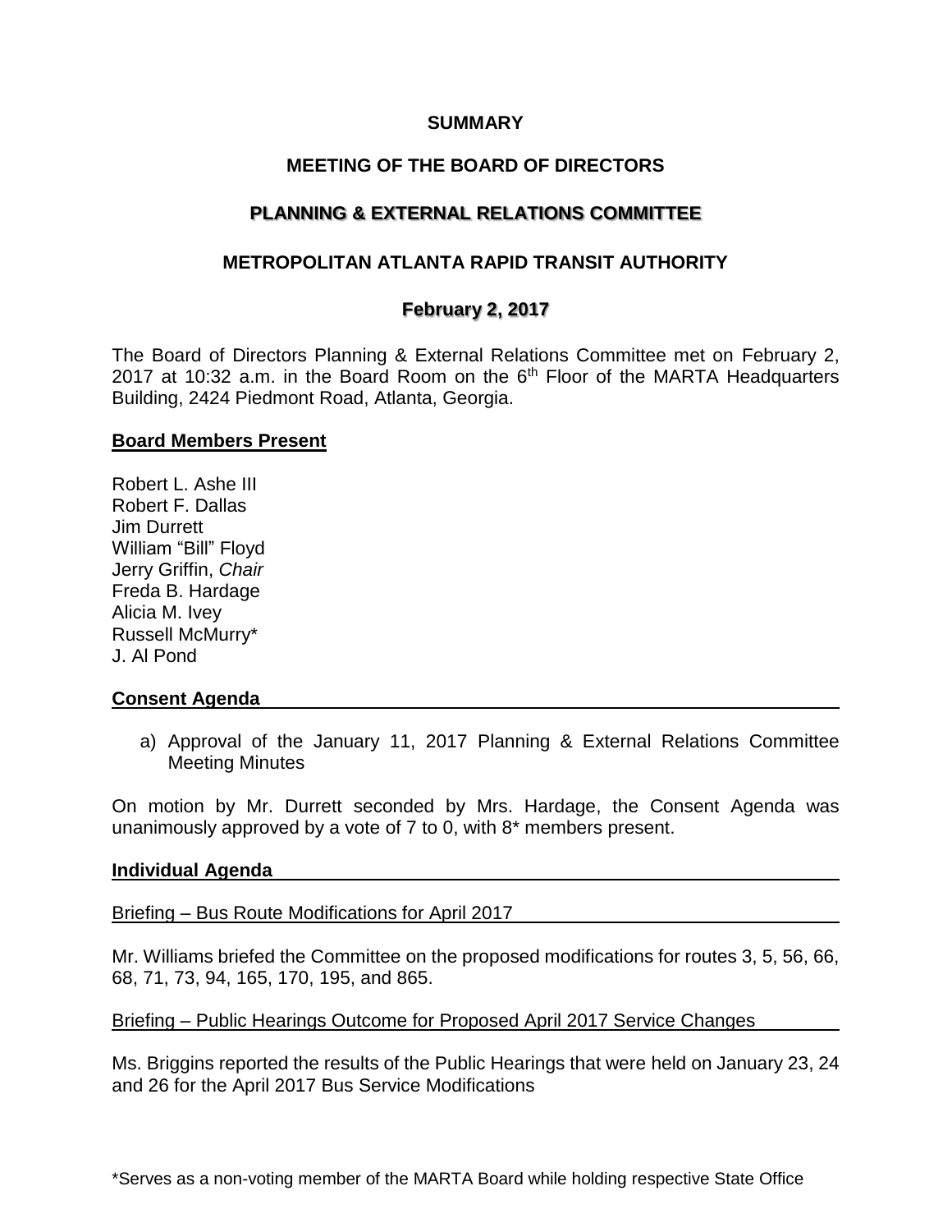**SUMMARY**

**MEETING OF THE BOARD OF DIRECTORS**

**PLANNING & EXTERNAL RELATIONS COMMITTEE**

**METROPOLITAN ATLANTA RAPID TRANSIT AUTHORITY**

**February 2, 2017**

The Board of Directors Planning & External Relations Committee met on February 2, 2017 at 10:32 a.m. in the Board Room on the 6th Floor of the MARTA Headquarters Building, 2424 Piedmont Road, Atlanta, Georgia.

**Board Members Present**

Robert L. Ashe III
Robert F. Dallas
Jim Durrett
William "Bill" Floyd
Jerry Griffin, *Chair*
Freda B. Hardage
Alicia M. Ivey
Russell McMurry*
J. Al Pond

**Consent Agenda**

a) Approval of the January 11, 2017 Planning & External Relations Committee Meeting Minutes

On motion by Mr. Durrett seconded by Mrs. Hardage, the Consent Agenda was unanimously approved by a vote of 7 to 0, with 8* members present.

**Individual Agenda**

Briefing – Bus Route Modifications for April 2017

Mr. Williams briefed the Committee on the proposed modifications for routes 3, 5, 56, 66, 68, 71, 73, 94, 165, 170, 195, and 865.

Briefing – Public Hearings Outcome for Proposed April 2017 Service Changes

Ms. Briggins reported the results of the Public Hearings that were held on January 23, 24 and 26 for the April 2017 Bus Service Modifications

*Serves as a non-voting member of the MARTA Board while holding respective State Office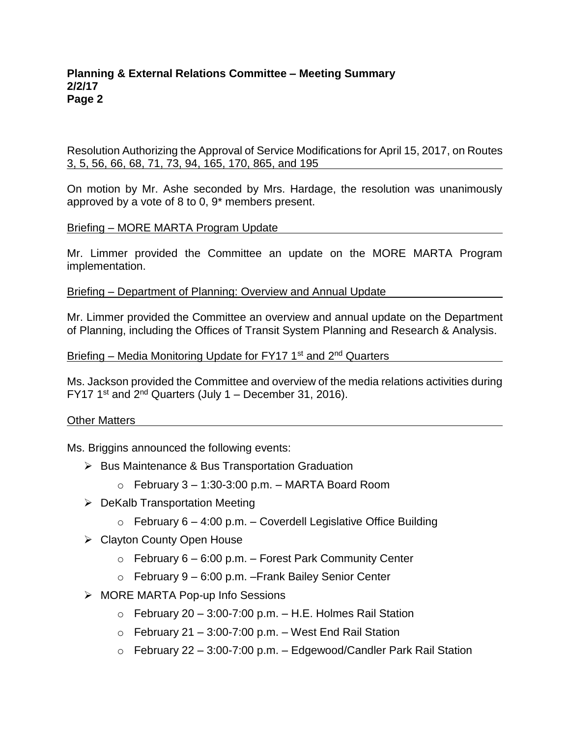Resolution Authorizing the Approval of Service Modifications for April 15, 2017, on Routes 3, 5, 56, 66, 68, 71, 73, 94, 165, 170, 865, and 195

On motion by Mr. Ashe seconded by Mrs. Hardage, the resolution was unanimously approved by a vote of 8 to 0, 9* members present.

Briefing – MORE MARTA Program Update

Mr. Limmer provided the Committee an update on the MORE MARTA Program implementation.

Briefing – Department of Planning: Overview and Annual Update

Mr. Limmer provided the Committee an overview and annual update on the Department of Planning, including the Offices of Transit System Planning and Research & Analysis.

Briefing – Media Monitoring Update for FY17 1st and 2nd Quarters

Ms. Jackson provided the Committee and overview of the media relations activities during FY17 1st and 2nd Quarters (July 1 – December 31, 2016).

Other Matters

Ms. Briggins announced the following events:

- Bus Maintenance & Bus Transportation Graduation
  - February 3 – 1:30-3:00 p.m. – MARTA Board Room
- DeKalb Transportation Meeting
  - February 6 – 4:00 p.m. – Coverdell Legislative Office Building
- Clayton County Open House
  - February 6 – 6:00 p.m. – Forest Park Community Center
  - February 9 – 6:00 p.m. –Frank Bailey Senior Center
- MORE MARTA Pop-up Info Sessions
  - February 20 – 3:00-7:00 p.m. – H.E. Holmes Rail Station
  - February 21 – 3:00-7:00 p.m. – West End Rail Station
  - February 22 – 3:00-7:00 p.m. – Edgewood/Candler Park Rail Station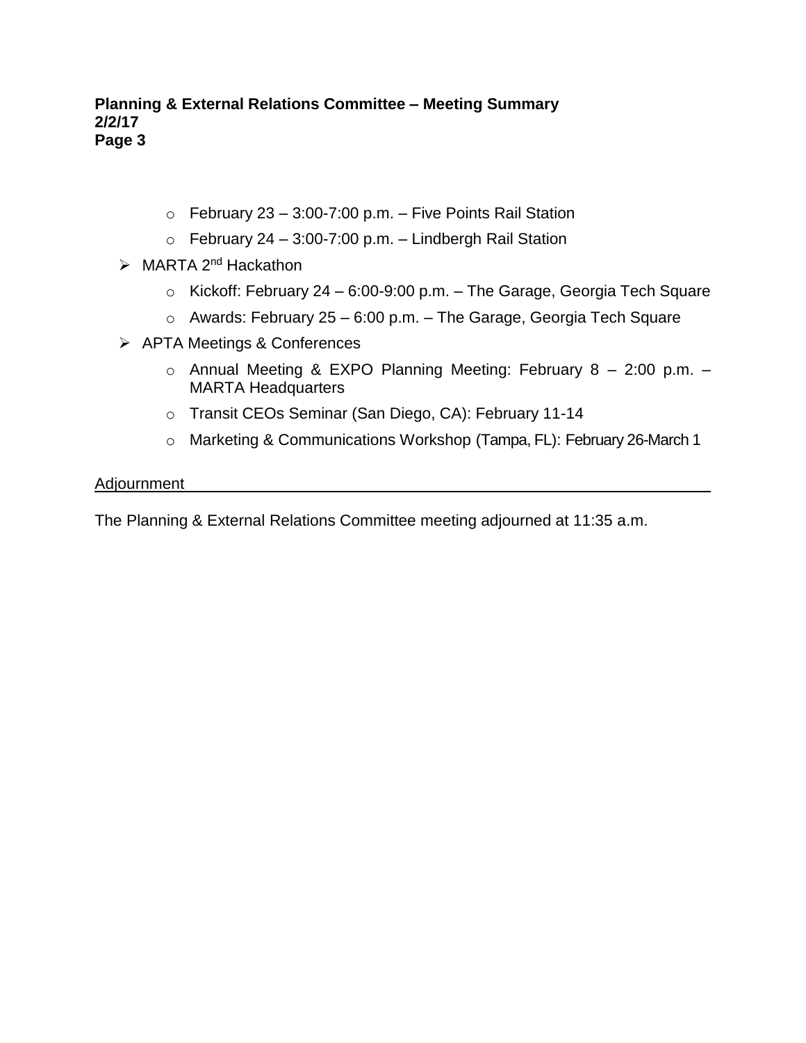- February 23 – 3:00-7:00 p.m. – Five Points Rail Station
  - February 24 – 3:00-7:00 p.m. – Lindbergh Rail Station
- MARTA 2nd Hackathon
  - Kickoff: February 24 – 6:00-9:00 p.m. – The Garage, Georgia Tech Square
  - Awards: February 25 – 6:00 p.m. – The Garage, Georgia Tech Square
- APTA Meetings & Conferences
  - Annual Meeting & EXPO Planning Meeting: February 8 – 2:00 p.m. – MARTA Headquarters
  - Transit CEOs Seminar (San Diego, CA): February 11-14
  - Marketing & Communications Workshop (Tampa, FL): February 26-March 1

Adjournment

The Planning & External Relations Committee meeting adjourned at 11:35 a.m.